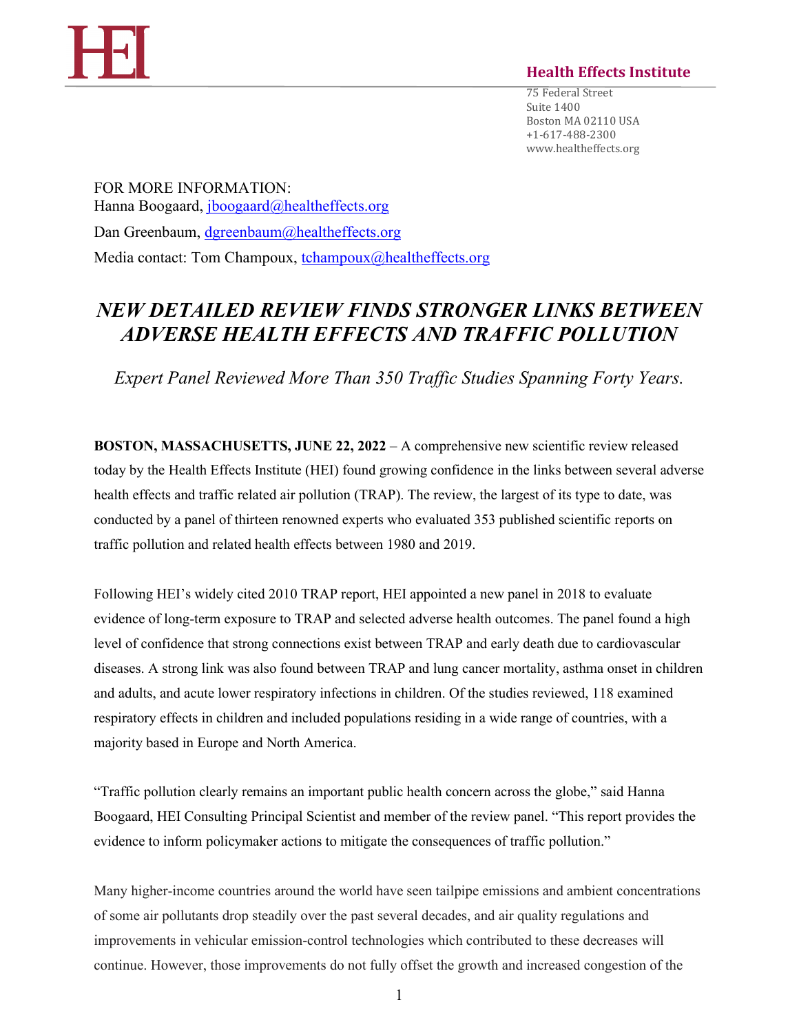**Health Effects Institute**

75 Federal Street
Suite 1400
Boston MA 02110 USA
+1-617-488-2300
www.healtheffects.org

FOR MORE INFORMATION:
Hanna Boogaard, jboogaard@healtheffects.org
Dan Greenbaum, dgreenbaum@healtheffects.org
Media contact: Tom Champoux, tchampoux@healtheffects.org

# *NEW DETAILED REVIEW FINDS STRONGER LINKS BETWEEN ADVERSE HEALTH EFFECTS AND TRAFFIC POLLUTION*

*Expert Panel Reviewed More Than 350 Traffic Studies Spanning Forty Years.*

**BOSTON, MASSACHUSETTS, JUNE 22, 2022** – A comprehensive new scientific review released today by the Health Effects Institute (HEI) found growing confidence in the links between several adverse health effects and traffic related air pollution (TRAP). The review, the largest of its type to date, was conducted by a panel of thirteen renowned experts who evaluated 353 published scientific reports on traffic pollution and related health effects between 1980 and 2019.

Following HEI's widely cited 2010 TRAP report, HEI appointed a new panel in 2018 to evaluate evidence of long-term exposure to TRAP and selected adverse health outcomes. The panel found a high level of confidence that strong connections exist between TRAP and early death due to cardiovascular diseases. A strong link was also found between TRAP and lung cancer mortality, asthma onset in children and adults, and acute lower respiratory infections in children. Of the studies reviewed, 118 examined respiratory effects in children and included populations residing in a wide range of countries, with a majority based in Europe and North America.

"Traffic pollution clearly remains an important public health concern across the globe," said Hanna Boogaard, HEI Consulting Principal Scientist and member of the review panel. "This report provides the evidence to inform policymaker actions to mitigate the consequences of traffic pollution."

Many higher-income countries around the world have seen tailpipe emissions and ambient concentrations of some air pollutants drop steadily over the past several decades, and air quality regulations and improvements in vehicular emission-control technologies which contributed to these decreases will continue. However, those improvements do not fully offset the growth and increased congestion of the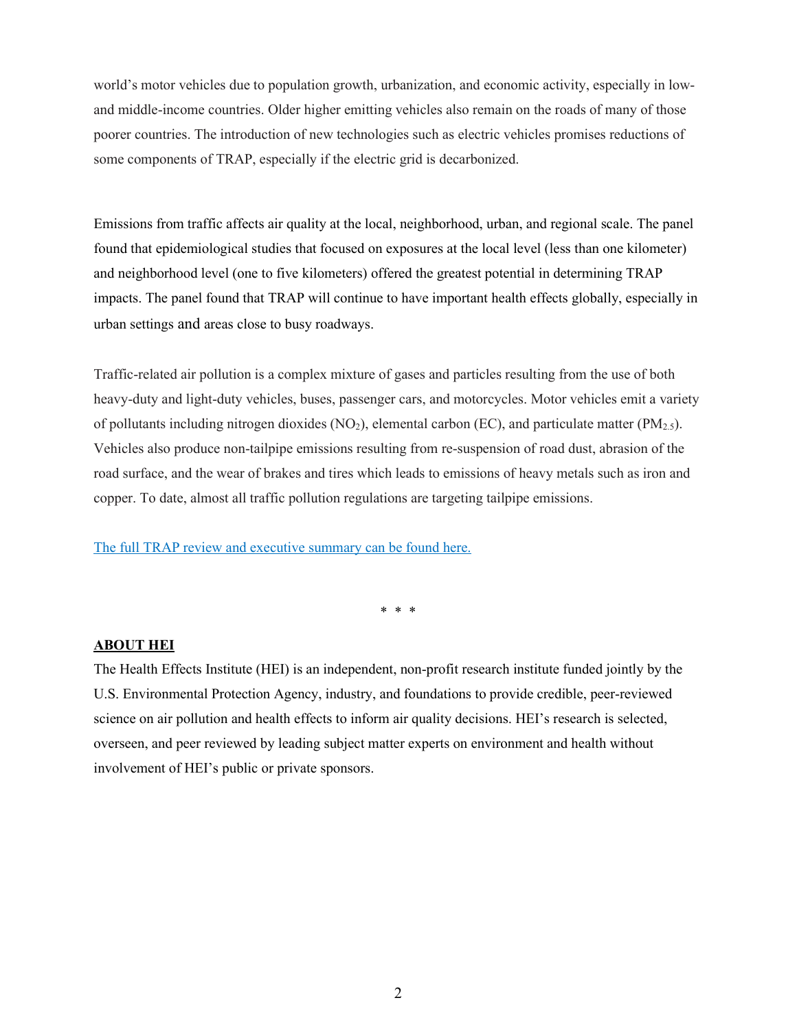world's motor vehicles due to population growth, urbanization, and economic activity, especially in low- and middle-income countries. Older higher emitting vehicles also remain on the roads of many of those poorer countries. The introduction of new technologies such as electric vehicles promises reductions of some components of TRAP, especially if the electric grid is decarbonized.

Emissions from traffic affects air quality at the local, neighborhood, urban, and regional scale. The panel found that epidemiological studies that focused on exposures at the local level (less than one kilometer) and neighborhood level (one to five kilometers) offered the greatest potential in determining TRAP impacts. The panel found that TRAP will continue to have important health effects globally, especially in urban settings and areas close to busy roadways.

Traffic-related air pollution is a complex mixture of gases and particles resulting from the use of both heavy-duty and light-duty vehicles, buses, passenger cars, and motorcycles. Motor vehicles emit a variety of pollutants including nitrogen dioxides ($NO_2$), elemental carbon (EC), and particulate matter ($PM_{2.5}$). Vehicles also produce non-tailpipe emissions resulting from re-suspension of road dust, abrasion of the road surface, and the wear of brakes and tires which leads to emissions of heavy metals such as iron and copper. To date, almost all traffic pollution regulations are targeting tailpipe emissions.

[The full TRAP review and executive summary can be found here.]

\* \* \*

**ABOUT HEI**

The Health Effects Institute (HEI) is an independent, non-profit research institute funded jointly by the U.S. Environmental Protection Agency, industry, and foundations to provide credible, peer-reviewed science on air pollution and health effects to inform air quality decisions. HEI's research is selected, overseen, and peer reviewed by leading subject matter experts on environment and health without involvement of HEI's public or private sponsors.